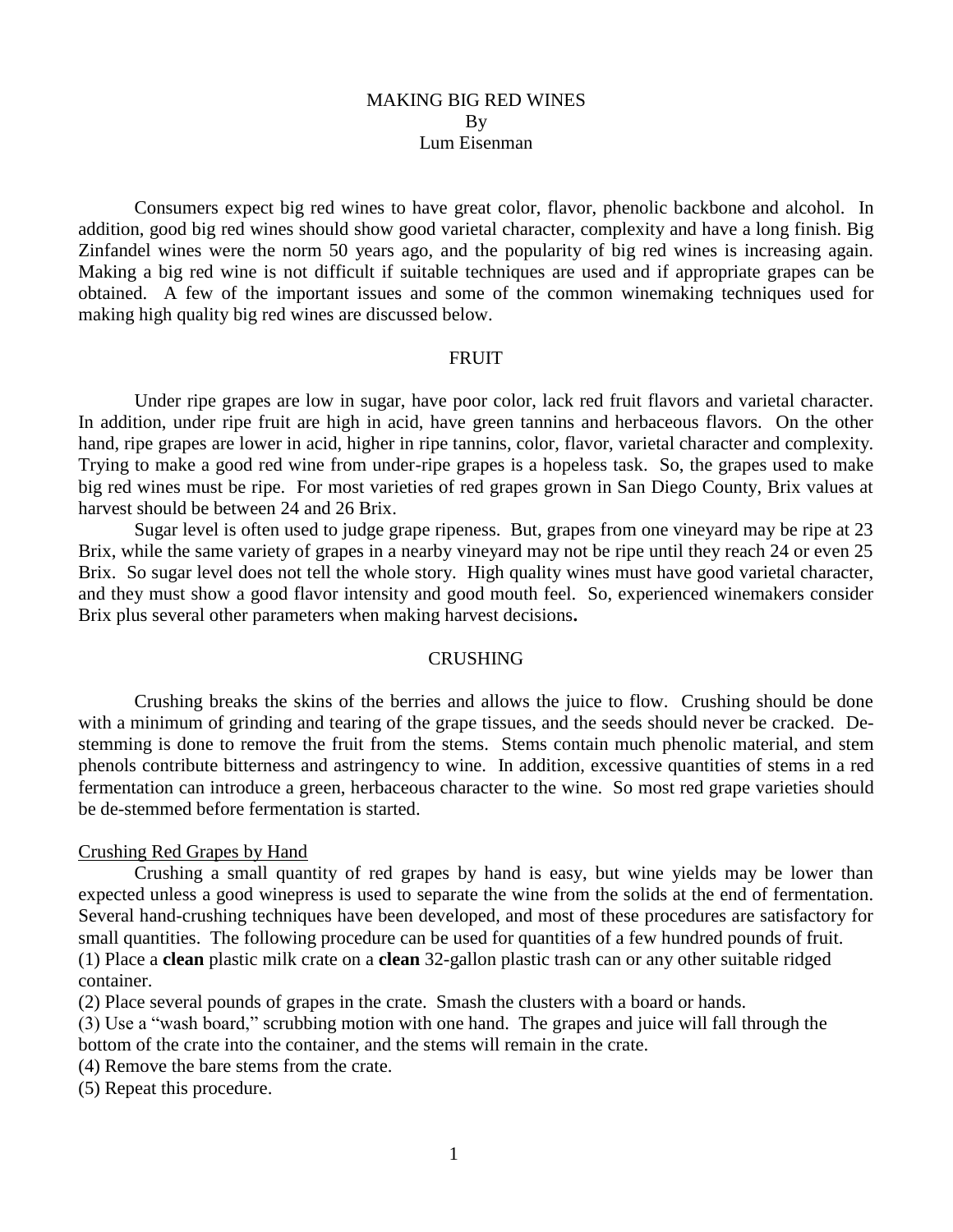# MAKING BIG RED WINES

By

Lum Eisenman

Consumers expect big red wines to have great color, flavor, phenolic backbone and alcohol. In addition, good big red wines should show good varietal character, complexity and have a long finish. Big Zinfandel wines were the norm 50 years ago, and the popularity of big red wines is increasing again. Making a big red wine is not difficult if suitable techniques are used and if appropriate grapes can be obtained. A few of the important issues and some of the common winemaking techniques used for making high quality big red wines are discussed below.

## FRUIT

Under ripe grapes are low in sugar, have poor color, lack red fruit flavors and varietal character. In addition, under ripe fruit are high in acid, have green tannins and herbaceous flavors. On the other hand, ripe grapes are lower in acid, higher in ripe tannins, color, flavor, varietal character and complexity. Trying to make a good red wine from under-ripe grapes is a hopeless task. So, the grapes used to make big red wines must be ripe. For most varieties of red grapes grown in San Diego County, Brix values at harvest should be between 24 and 26 Brix.

Sugar level is often used to judge grape ripeness. But, grapes from one vineyard may be ripe at 23 Brix, while the same variety of grapes in a nearby vineyard may not be ripe until they reach 24 or even 25 Brix. So sugar level does not tell the whole story. High quality wines must have good varietal character, and they must show a good flavor intensity and good mouth feel. So, experienced winemakers consider Brix plus several other parameters when making harvest decisions**.**

## CRUSHING

Crushing breaks the skins of the berries and allows the juice to flow. Crushing should be done with a minimum of grinding and tearing of the grape tissues, and the seeds should never be cracked. De-stemming is done to remove the fruit from the stems. Stems contain much phenolic material, and stem phenols contribute bitterness and astringency to wine. In addition, excessive quantities of stems in a red fermentation can introduce a green, herbaceous character to the wine. So most red grape varieties should be de-stemmed before fermentation is started.

### Crushing Red Grapes by Hand

Crushing a small quantity of red grapes by hand is easy, but wine yields may be lower than expected unless a good winepress is used to separate the wine from the solids at the end of fermentation. Several hand-crushing techniques have been developed, and most of these procedures are satisfactory for small quantities. The following procedure can be used for quantities of a few hundred pounds of fruit.

(1) Place a **clean** plastic milk crate on a **clean** 32-gallon plastic trash can or any other suitable ridged container.

(2) Place several pounds of grapes in the crate. Smash the clusters with a board or hands.

(3) Use a "wash board," scrubbing motion with one hand. The grapes and juice will fall through the bottom of the crate into the container, and the stems will remain in the crate.

(4) Remove the bare stems from the crate.

(5) Repeat this procedure.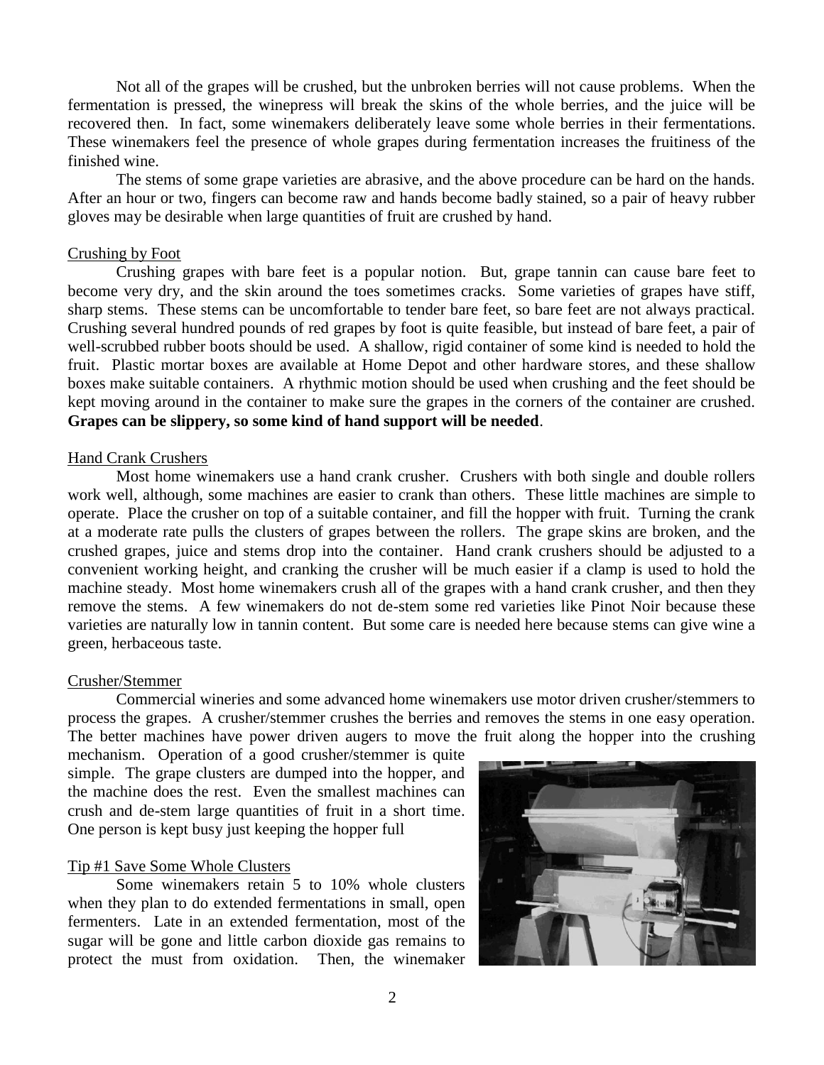Not all of the grapes will be crushed, but the unbroken berries will not cause problems. When the fermentation is pressed, the winepress will break the skins of the whole berries, and the juice will be recovered then. In fact, some winemakers deliberately leave some whole berries in their fermentations. These winemakers feel the presence of whole grapes during fermentation increases the fruitiness of the finished wine.

The stems of some grape varieties are abrasive, and the above procedure can be hard on the hands. After an hour or two, fingers can become raw and hands become badly stained, so a pair of heavy rubber gloves may be desirable when large quantities of fruit are crushed by hand.

### Crushing by Foot

Crushing grapes with bare feet is a popular notion. But, grape tannin can cause bare feet to become very dry, and the skin around the toes sometimes cracks. Some varieties of grapes have stiff, sharp stems. These stems can be uncomfortable to tender bare feet, so bare feet are not always practical. Crushing several hundred pounds of red grapes by foot is quite feasible, but instead of bare feet, a pair of well-scrubbed rubber boots should be used. A shallow, rigid container of some kind is needed to hold the fruit. Plastic mortar boxes are available at Home Depot and other hardware stores, and these shallow boxes make suitable containers. A rhythmic motion should be used when crushing and the feet should be kept moving around in the container to make sure the grapes in the corners of the container are crushed. **Grapes can be slippery, so some kind of hand support will be needed**.

### Hand Crank Crushers

Most home winemakers use a hand crank crusher. Crushers with both single and double rollers work well, although, some machines are easier to crank than others. These little machines are simple to operate. Place the crusher on top of a suitable container, and fill the hopper with fruit. Turning the crank at a moderate rate pulls the clusters of grapes between the rollers. The grape skins are broken, and the crushed grapes, juice and stems drop into the container. Hand crank crushers should be adjusted to a convenient working height, and cranking the crusher will be much easier if a clamp is used to hold the machine steady. Most home winemakers crush all of the grapes with a hand crank crusher, and then they remove the stems. A few winemakers do not de-stem some red varieties like Pinot Noir because these varieties are naturally low in tannin content. But some care is needed here because stems can give wine a green, herbaceous taste.

### Crusher/Stemmer

Commercial wineries and some advanced home winemakers use motor driven crusher/stemmers to process the grapes. A crusher/stemmer crushes the berries and removes the stems in one easy operation. The better machines have power driven augers to move the fruit along the hopper into the crushing mechanism. Operation of a good crusher/stemmer is quite simple. The grape clusters are dumped into the hopper, and the machine does the rest. Even the smallest machines can crush and de-stem large quantities of fruit in a short time. One person is kept busy just keeping the hopper full

### Tip #1 Save Some Whole Clusters

Some winemakers retain 5 to 10% whole clusters when they plan to do extended fermentations in small, open fermenters. Late in an extended fermentation, most of the sugar will be gone and little carbon dioxide gas remains to protect the must from oxidation. Then, the winemaker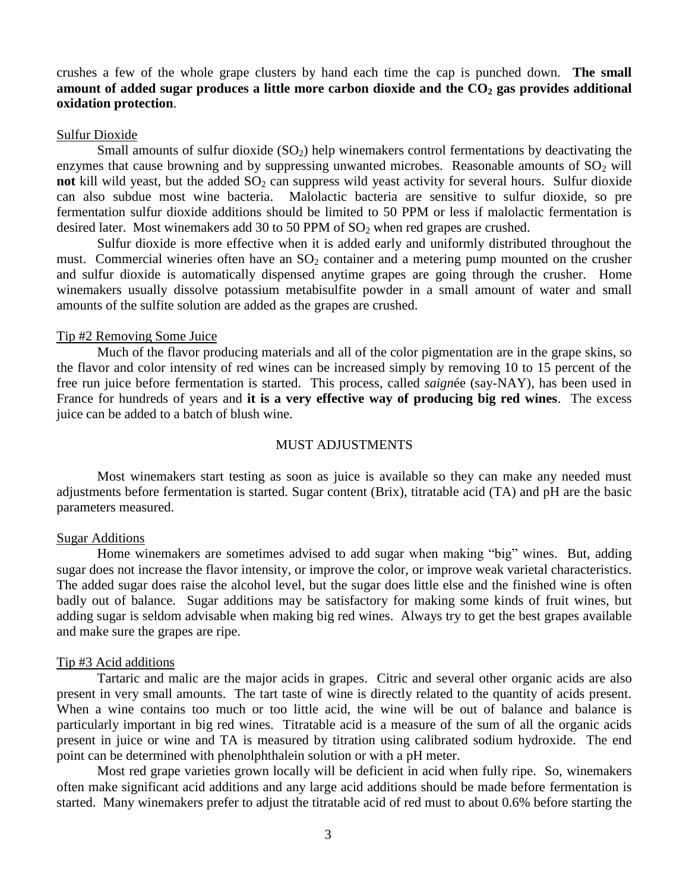crushes a few of the whole grape clusters by hand each time the cap is punched down. **The small amount of added sugar produces a little more carbon dioxide and the $CO_2$ gas provides additional oxidation protection**.

## Sulfur Dioxide

Small amounts of sulfur dioxide ($SO_2$) help winemakers control fermentations by deactivating the enzymes that cause browning and by suppressing unwanted microbes. Reasonable amounts of $SO_2$ will **not** kill wild yeast, but the added $SO_2$ can suppress wild yeast activity for several hours. Sulfur dioxide can also subdue most wine bacteria. Malolactic bacteria are sensitive to sulfur dioxide, so pre fermentation sulfur dioxide additions should be limited to 50 PPM or less if malolactic fermentation is desired later. Most winemakers add 30 to 50 PPM of $SO_2$ when red grapes are crushed.

Sulfur dioxide is more effective when it is added early and uniformly distributed throughout the must. Commercial wineries often have an $SO_2$ container and a metering pump mounted on the crusher and sulfur dioxide is automatically dispensed anytime grapes are going through the crusher. Home winemakers usually dissolve potassium metabisulfite powder in a small amount of water and small amounts of the sulfite solution are added as the grapes are crushed.

## Tip #2 Removing Some Juice

Much of the flavor producing materials and all of the color pigmentation are in the grape skins, so the flavor and color intensity of red wines can be increased simply by removing 10 to 15 percent of the free run juice before fermentation is started. This process, called *saignée* (say-NAY), has been used in France for hundreds of years and **it is a very effective way of producing big red wines**. The excess juice can be added to a batch of blush wine.

# MUST ADJUSTMENTS

Most winemakers start testing as soon as juice is available so they can make any needed must adjustments before fermentation is started. Sugar content (Brix), titratable acid (TA) and pH are the basic parameters measured.

## Sugar Additions

Home winemakers are sometimes advised to add sugar when making "big" wines. But, adding sugar does not increase the flavor intensity, or improve the color, or improve weak varietal characteristics. The added sugar does raise the alcohol level, but the sugar does little else and the finished wine is often badly out of balance. Sugar additions may be satisfactory for making some kinds of fruit wines, but adding sugar is seldom advisable when making big red wines. Always try to get the best grapes available and make sure the grapes are ripe.

## Tip #3 Acid additions

Tartaric and malic are the major acids in grapes. Citric and several other organic acids are also present in very small amounts. The tart taste of wine is directly related to the quantity of acids present. When a wine contains too much or too little acid, the wine will be out of balance and balance is particularly important in big red wines. Titratable acid is a measure of the sum of all the organic acids present in juice or wine and TA is measured by titration using calibrated sodium hydroxide. The end point can be determined with phenolphthalein solution or with a pH meter.

Most red grape varieties grown locally will be deficient in acid when fully ripe. So, winemakers often make significant acid additions and any large acid additions should be made before fermentation is started. Many winemakers prefer to adjust the titratable acid of red must to about 0.6% before starting the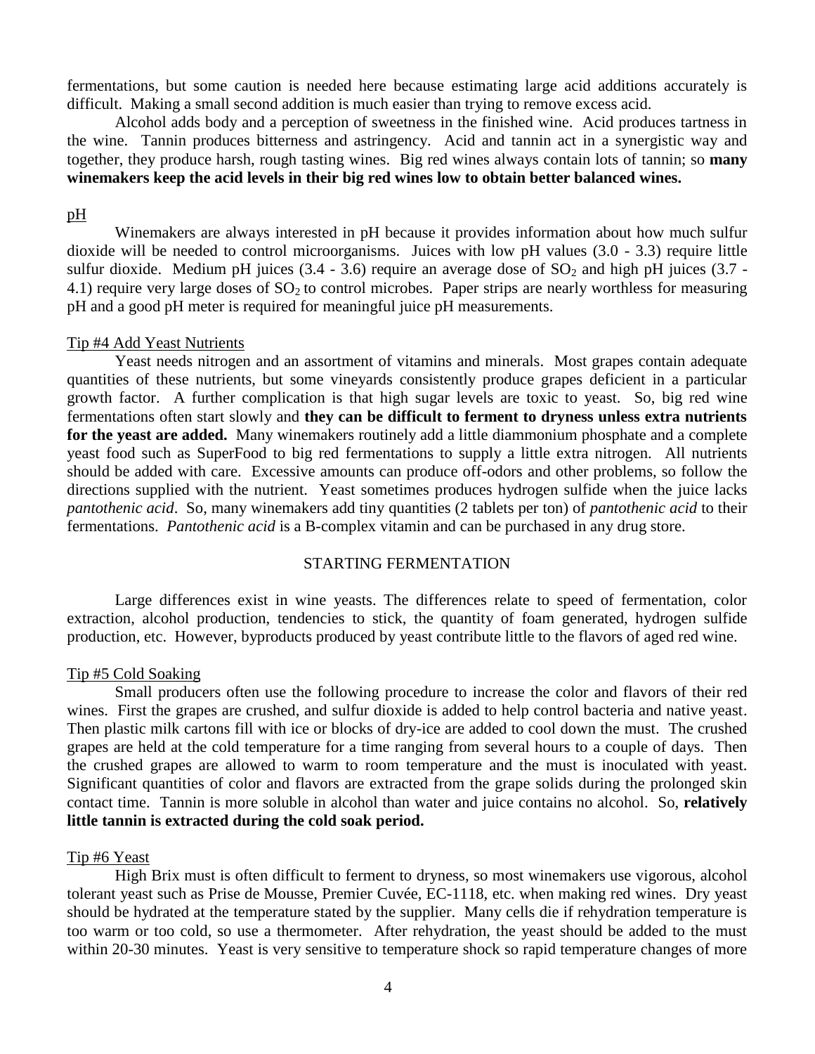fermentations, but some caution is needed here because estimating large acid additions accurately is difficult. Making a small second addition is much easier than trying to remove excess acid.

Alcohol adds body and a perception of sweetness in the finished wine. Acid produces tartness in the wine. Tannin produces bitterness and astringency. Acid and tannin act in a synergistic way and together, they produce harsh, rough tasting wines. Big red wines always contain lots of tannin; so **many winemakers keep the acid levels in their big red wines low to obtain better balanced wines.**

### pH

Winemakers are always interested in pH because it provides information about how much sulfur dioxide will be needed to control microorganisms. Juices with low pH values (3.0 - 3.3) require little sulfur dioxide. Medium pH juices (3.4 - 3.6) require an average dose of $SO_2$ and high pH juices (3.7 - 4.1) require very large doses of $SO_2$ to control microbes. Paper strips are nearly worthless for measuring pH and a good pH meter is required for meaningful juice pH measurements.

### Tip #4 Add Yeast Nutrients

Yeast needs nitrogen and an assortment of vitamins and minerals. Most grapes contain adequate quantities of these nutrients, but some vineyards consistently produce grapes deficient in a particular growth factor. A further complication is that high sugar levels are toxic to yeast. So, big red wine fermentations often start slowly and **they can be difficult to ferment to dryness unless extra nutrients for the yeast are added.** Many winemakers routinely add a little diammonium phosphate and a complete yeast food such as SuperFood to big red fermentations to supply a little extra nitrogen. All nutrients should be added with care. Excessive amounts can produce off-odors and other problems, so follow the directions supplied with the nutrient. Yeast sometimes produces hydrogen sulfide when the juice lacks *pantothenic acid*. So, many winemakers add tiny quantities (2 tablets per ton) of *pantothenic acid* to their fermentations. *Pantothenic acid* is a B-complex vitamin and can be purchased in any drug store.

## STARTING FERMENTATION

Large differences exist in wine yeasts. The differences relate to speed of fermentation, color extraction, alcohol production, tendencies to stick, the quantity of foam generated, hydrogen sulfide production, etc. However, byproducts produced by yeast contribute little to the flavors of aged red wine.

### Tip #5 Cold Soaking

Small producers often use the following procedure to increase the color and flavors of their red wines. First the grapes are crushed, and sulfur dioxide is added to help control bacteria and native yeast. Then plastic milk cartons fill with ice or blocks of dry-ice are added to cool down the must. The crushed grapes are held at the cold temperature for a time ranging from several hours to a couple of days. Then the crushed grapes are allowed to warm to room temperature and the must is inoculated with yeast. Significant quantities of color and flavors are extracted from the grape solids during the prolonged skin contact time. Tannin is more soluble in alcohol than water and juice contains no alcohol. So, **relatively little tannin is extracted during the cold soak period.**

### Tip #6 Yeast

High Brix must is often difficult to ferment to dryness, so most winemakers use vigorous, alcohol tolerant yeast such as Prise de Mousse, Premier Cuvée, EC-1118, etc. when making red wines. Dry yeast should be hydrated at the temperature stated by the supplier. Many cells die if rehydration temperature is too warm or too cold, so use a thermometer. After rehydration, the yeast should be added to the must within 20-30 minutes. Yeast is very sensitive to temperature shock so rapid temperature changes of more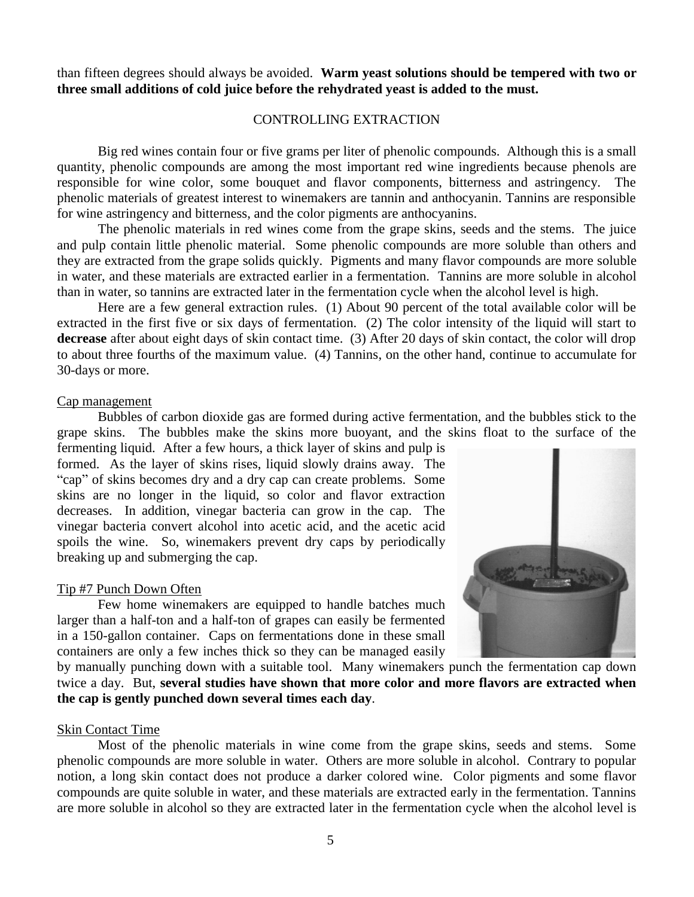than fifteen degrees should always be avoided. **Warm yeast solutions should be tempered with two or three small additions of cold juice before the rehydrated yeast is added to the must.**

## CONTROLLING EXTRACTION

Big red wines contain four or five grams per liter of phenolic compounds. Although this is a small quantity, phenolic compounds are among the most important red wine ingredients because phenols are responsible for wine color, some bouquet and flavor components, bitterness and astringency. The phenolic materials of greatest interest to winemakers are tannin and anthocyanin. Tannins are responsible for wine astringency and bitterness, and the color pigments are anthocyanins.

The phenolic materials in red wines come from the grape skins, seeds and the stems. The juice and pulp contain little phenolic material. Some phenolic compounds are more soluble than others and they are extracted from the grape solids quickly. Pigments and many flavor compounds are more soluble in water, and these materials are extracted earlier in a fermentation. Tannins are more soluble in alcohol than in water, so tannins are extracted later in the fermentation cycle when the alcohol level is high.

Here are a few general extraction rules. (1) About 90 percent of the total available color will be extracted in the first five or six days of fermentation. (2) The color intensity of the liquid will start to **decrease** after about eight days of skin contact time. (3) After 20 days of skin contact, the color will drop to about three fourths of the maximum value. (4) Tannins, on the other hand, continue to accumulate for 30-days or more.

### Cap management

Bubbles of carbon dioxide gas are formed during active fermentation, and the bubbles stick to the grape skins. The bubbles make the skins more buoyant, and the skins float to the surface of the fermenting liquid. After a few hours, a thick layer of skins and pulp is formed. As the layer of skins rises, liquid slowly drains away. The "cap" of skins becomes dry and a dry cap can create problems. Some skins are no longer in the liquid, so color and flavor extraction decreases. In addition, vinegar bacteria can grow in the cap. The vinegar bacteria convert alcohol into acetic acid, and the acetic acid spoils the wine. So, winemakers prevent dry caps by periodically breaking up and submerging the cap.

### Tip #7 Punch Down Often

Few home winemakers are equipped to handle batches much larger than a half-ton and a half-ton of grapes can easily be fermented in a 150-gallon container. Caps on fermentations done in these small containers are only a few inches thick so they can be managed easily by manually punching down with a suitable tool. Many winemakers punch the fermentation cap down twice a day. But, **several studies have shown that more color and more flavors are extracted when the cap is gently punched down several times each day**.

### Skin Contact Time

Most of the phenolic materials in wine come from the grape skins, seeds and stems. Some phenolic compounds are more soluble in water. Others are more soluble in alcohol. Contrary to popular notion, a long skin contact does not produce a darker colored wine. Color pigments and some flavor compounds are quite soluble in water, and these materials are extracted early in the fermentation. Tannins are more soluble in alcohol so they are extracted later in the fermentation cycle when the alcohol level is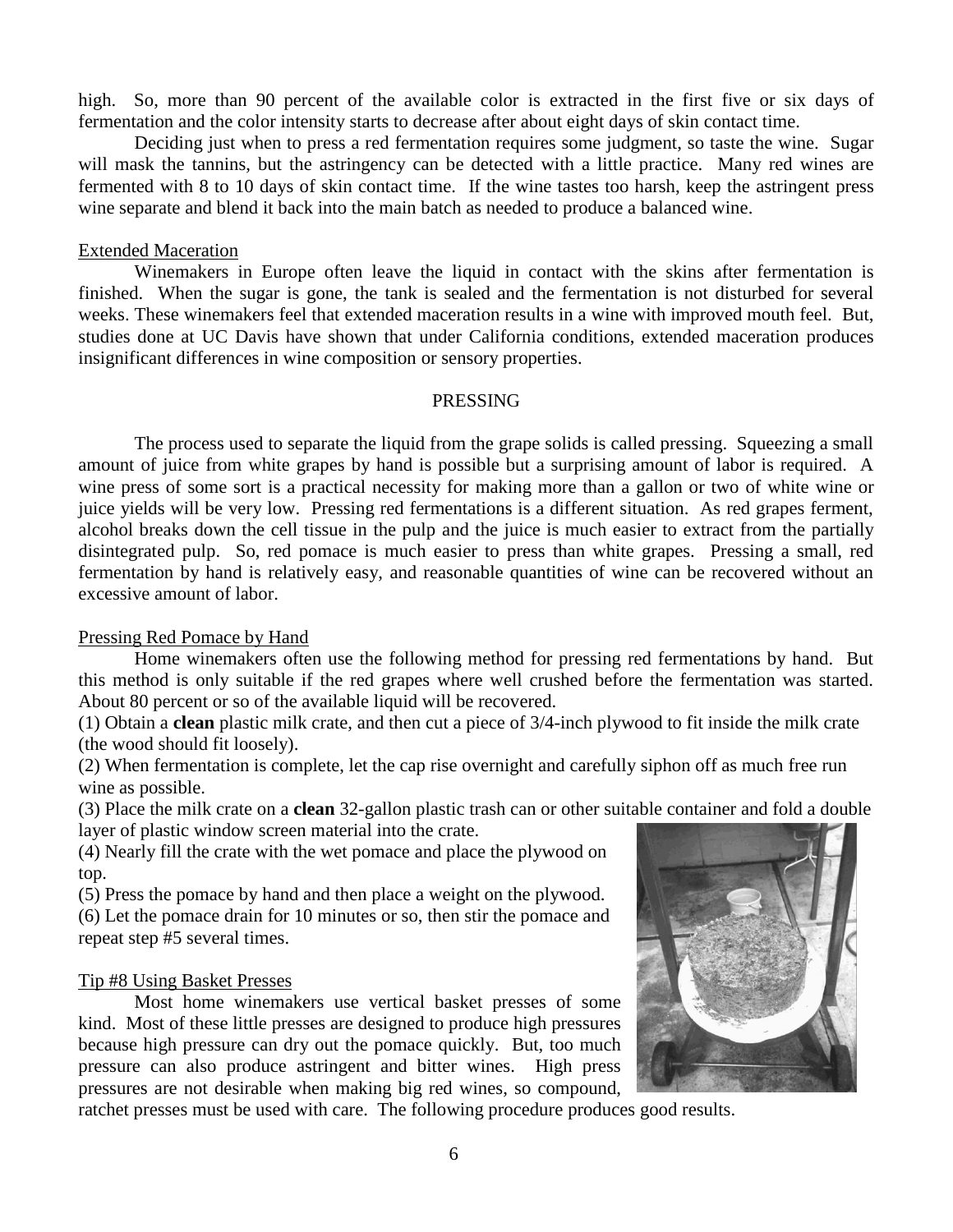high. So, more than 90 percent of the available color is extracted in the first five or six days of fermentation and the color intensity starts to decrease after about eight days of skin contact time.

Deciding just when to press a red fermentation requires some judgment, so taste the wine. Sugar will mask the tannins, but the astringency can be detected with a little practice. Many red wines are fermented with 8 to 10 days of skin contact time. If the wine tastes too harsh, keep the astringent press wine separate and blend it back into the main batch as needed to produce a balanced wine.

### Extended Maceration

Winemakers in Europe often leave the liquid in contact with the skins after fermentation is finished. When the sugar is gone, the tank is sealed and the fermentation is not disturbed for several weeks. These winemakers feel that extended maceration results in a wine with improved mouth feel. But, studies done at UC Davis have shown that under California conditions, extended maceration produces insignificant differences in wine composition or sensory properties.

## PRESSING

The process used to separate the liquid from the grape solids is called pressing. Squeezing a small amount of juice from white grapes by hand is possible but a surprising amount of labor is required. A wine press of some sort is a practical necessity for making more than a gallon or two of white wine or juice yields will be very low. Pressing red fermentations is a different situation. As red grapes ferment, alcohol breaks down the cell tissue in the pulp and the juice is much easier to extract from the partially disintegrated pulp. So, red pomace is much easier to press than white grapes. Pressing a small, red fermentation by hand is relatively easy, and reasonable quantities of wine can be recovered without an excessive amount of labor.

### Pressing Red Pomace by Hand

Home winemakers often use the following method for pressing red fermentations by hand. But this method is only suitable if the red grapes where well crushed before the fermentation was started. About 80 percent or so of the available liquid will be recovered.

(1) Obtain a **clean** plastic milk crate, and then cut a piece of 3/4-inch plywood to fit inside the milk crate (the wood should fit loosely).

(2) When fermentation is complete, let the cap rise overnight and carefully siphon off as much free run wine as possible.

(3) Place the milk crate on a **clean** 32-gallon plastic trash can or other suitable container and fold a double layer of plastic window screen material into the crate.

(4) Nearly fill the crate with the wet pomace and place the plywood on top.

(5) Press the pomace by hand and then place a weight on the plywood.

(6) Let the pomace drain for 10 minutes or so, then stir the pomace and repeat step #5 several times.

### Tip #8 Using Basket Presses

Most home winemakers use vertical basket presses of some kind. Most of these little presses are designed to produce high pressures because high pressure can dry out the pomace quickly. But, too much pressure can also produce astringent and bitter wines. High press pressures are not desirable when making big red wines, so compound, ratchet presses must be used with care. The following procedure produces good results.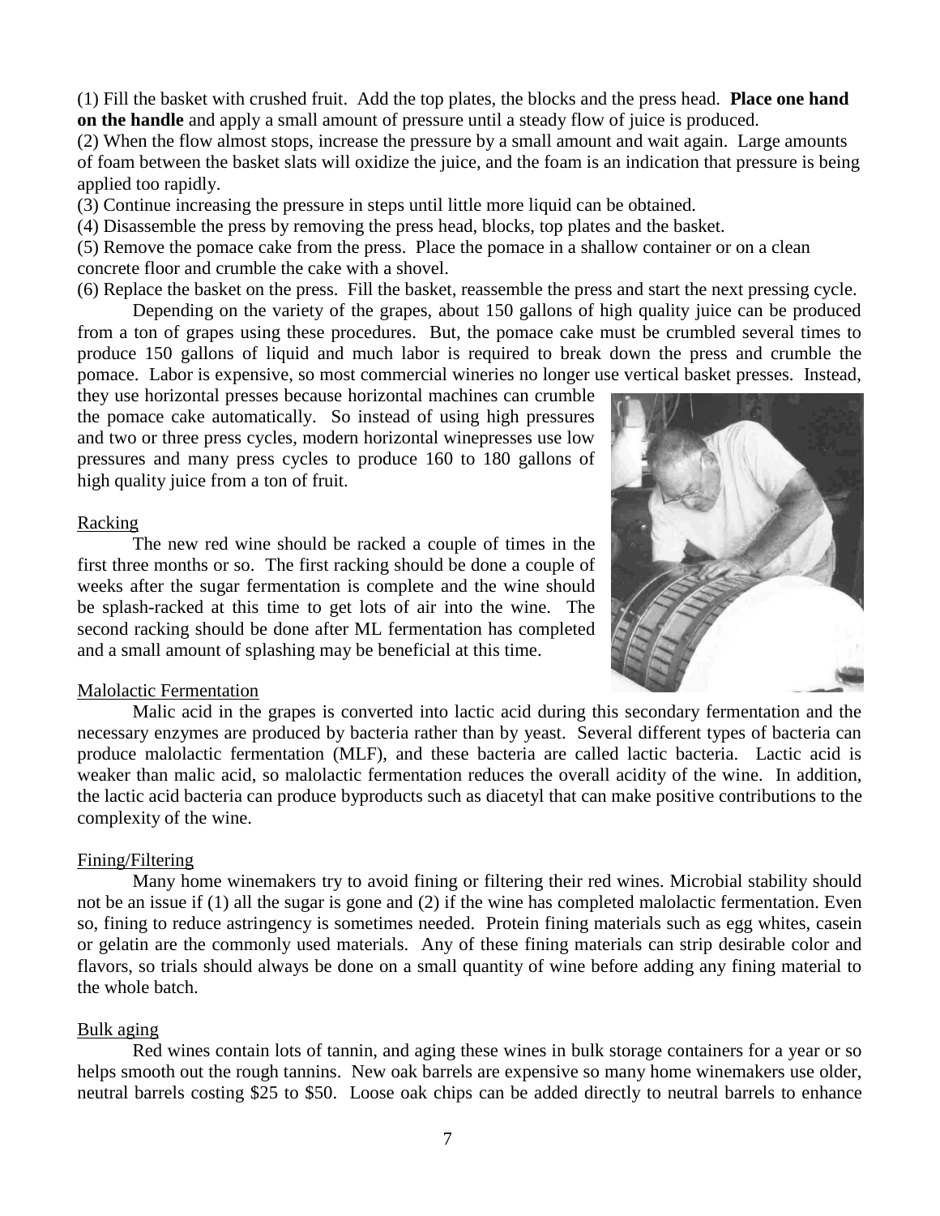(1) Fill the basket with crushed fruit. Add the top plates, the blocks and the press head. **Place one hand on the handle** and apply a small amount of pressure until a steady flow of juice is produced.

(2) When the flow almost stops, increase the pressure by a small amount and wait again. Large amounts of foam between the basket slats will oxidize the juice, and the foam is an indication that pressure is being applied too rapidly.

(3) Continue increasing the pressure in steps until little more liquid can be obtained.

(4) Disassemble the press by removing the press head, blocks, top plates and the basket.

(5) Remove the pomace cake from the press. Place the pomace in a shallow container or on a clean concrete floor and crumble the cake with a shovel.

(6) Replace the basket on the press. Fill the basket, reassemble the press and start the next pressing cycle.

Depending on the variety of the grapes, about 150 gallons of high quality juice can be produced from a ton of grapes using these procedures. But, the pomace cake must be crumbled several times to produce 150 gallons of liquid and much labor is required to break down the press and crumble the pomace. Labor is expensive, so most commercial wineries no longer use vertical basket presses. Instead, they use horizontal presses because horizontal machines can crumble the pomace cake automatically. So instead of using high pressures and two or three press cycles, modern horizontal winepresses use low pressures and many press cycles to produce 160 to 180 gallons of high quality juice from a ton of fruit.

## Racking

The new red wine should be racked a couple of times in the first three months or so. The first racking should be done a couple of weeks after the sugar fermentation is complete and the wine should be splash-racked at this time to get lots of air into the wine. The second racking should be done after ML fermentation has completed and a small amount of splashing may be beneficial at this time.

## Malolactic Fermentation

Malic acid in the grapes is converted into lactic acid during this secondary fermentation and the necessary enzymes are produced by bacteria rather than by yeast. Several different types of bacteria can produce malolactic fermentation (MLF), and these bacteria are called lactic bacteria. Lactic acid is weaker than malic acid, so malolactic fermentation reduces the overall acidity of the wine. In addition, the lactic acid bacteria can produce byproducts such as diacetyl that can make positive contributions to the complexity of the wine.

## Fining/Filtering

Many home winemakers try to avoid fining or filtering their red wines. Microbial stability should not be an issue if (1) all the sugar is gone and (2) if the wine has completed malolactic fermentation. Even so, fining to reduce astringency is sometimes needed. Protein fining materials such as egg whites, casein or gelatin are the commonly used materials. Any of these fining materials can strip desirable color and flavors, so trials should always be done on a small quantity of wine before adding any fining material to the whole batch.

## Bulk aging

Red wines contain lots of tannin, and aging these wines in bulk storage containers for a year or so helps smooth out the rough tannins. New oak barrels are expensive so many home winemakers use older, neutral barrels costing $25 to $50. Loose oak chips can be added directly to neutral barrels to enhance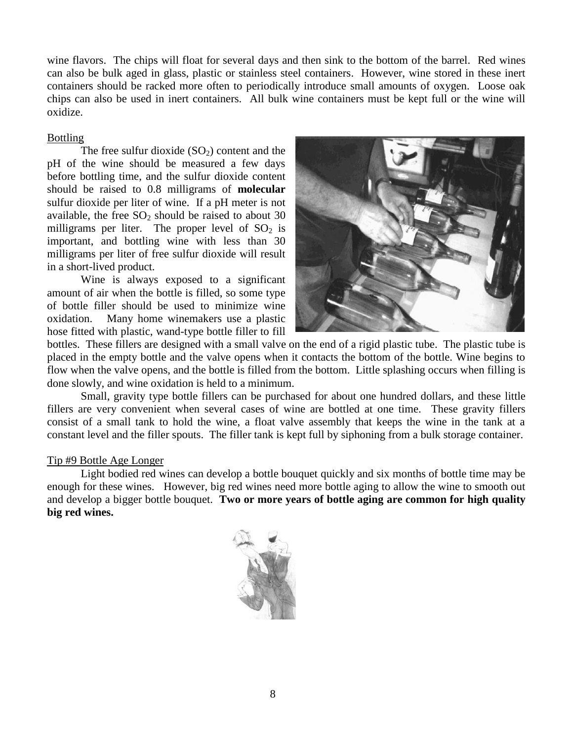wine flavors. The chips will float for several days and then sink to the bottom of the barrel. Red wines can also be bulk aged in glass, plastic or stainless steel containers. However, wine stored in these inert containers should be racked more often to periodically introduce small amounts of oxygen. Loose oak chips can also be used in inert containers. All bulk wine containers must be kept full or the wine will oxidize.

Bottling

The free sulfur dioxide ($SO_2$) content and the pH of the wine should be measured a few days before bottling time, and the sulfur dioxide content should be raised to 0.8 milligrams of **molecular** sulfur dioxide per liter of wine. If a pH meter is not available, the free $SO_2$ should be raised to about 30 milligrams per liter. The proper level of $SO_2$ is important, and bottling wine with less than 30 milligrams per liter of free sulfur dioxide will result in a short-lived product.

Wine is always exposed to a significant amount of air when the bottle is filled, so some type of bottle filler should be used to minimize wine oxidation. Many home winemakers use a plastic hose fitted with plastic, wand-type bottle filler to fill bottles. These fillers are designed with a small valve on the end of a rigid plastic tube. The plastic tube is placed in the empty bottle and the valve opens when it contacts the bottom of the bottle. Wine begins to flow when the valve opens, and the bottle is filled from the bottom. Little splashing occurs when filling is done slowly, and wine oxidation is held to a minimum.

Small, gravity type bottle fillers can be purchased for about one hundred dollars, and these little fillers are very convenient when several cases of wine are bottled at one time. These gravity fillers consist of a small tank to hold the wine, a float valve assembly that keeps the wine in the tank at a constant level and the filler spouts. The filler tank is kept full by siphoning from a bulk storage container.

Tip #9 Bottle Age Longer

Light bodied red wines can develop a bottle bouquet quickly and six months of bottle time may be enough for these wines. However, big red wines need more bottle aging to allow the wine to smooth out and develop a bigger bottle bouquet. **Two or more years of bottle aging are common for high quality big red wines.**